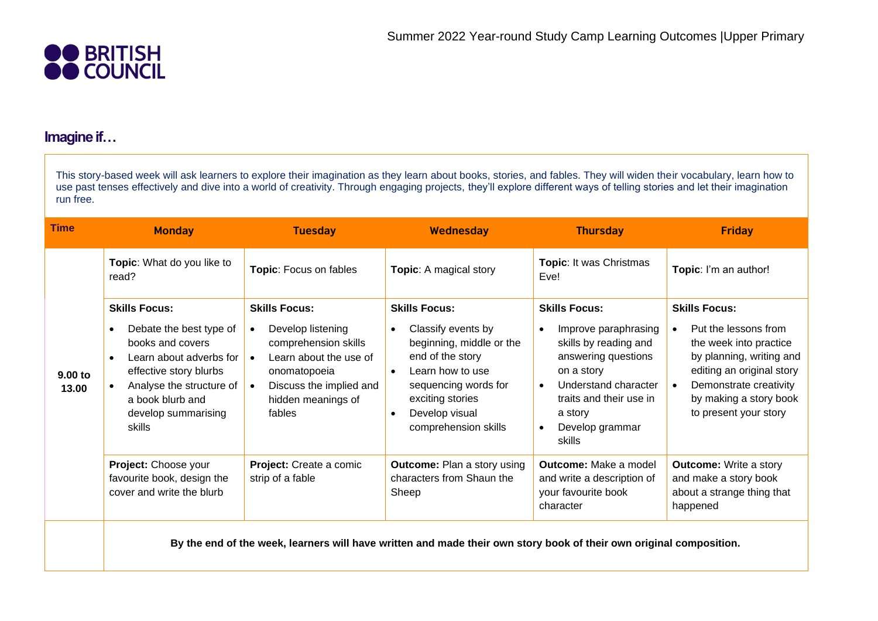Summer 2022 Year-round Study Camp Learning Outcomes |Upper Primary

BRITISH COUNCIL

## Imagine if…

This story-based week will ask learners to explore their imagination as they learn about books, stories, and fables. They will widen their vocabulary, learn how to use past tenses effectively and dive into a world of creativity. Through engaging projects, they'll explore different ways of telling stories and let their imagination run free.

| Time | Monday | Tuesday | Wednesday | Thursday | Friday |
|---|---|---|---|---|---|
| 9.00 to 13.00 | **Topic**: What do you like to read? | **Topic**: Focus on fables | **Topic**: A magical story | **Topic**: It was Christmas Eve! | **Topic**: I'm an author! |
| | **Skills Focus:**<br>• Debate the best type of books and covers<br>• Learn about adverbs for effective story blurbs<br>• Analyse the structure of a book blurb and develop summarising skills | **Skills Focus:**<br>• Develop listening comprehension skills<br>• Learn about the use of onomatopoeia<br>• Discuss the implied and hidden meanings of fables | **Skills Focus:**<br>• Classify events by beginning, middle or the end of the story<br>• Learn how to use sequencing words for exciting stories<br>• Develop visual comprehension skills | **Skills Focus:**<br>• Improve paraphrasing skills by reading and answering questions on a story<br>• Understand character traits and their use in a story<br>• Develop grammar skills | **Skills Focus:**<br>• Put the lessons from the week into practice by planning, writing and editing an original story<br>• Demonstrate creativity by making a story book to present your story |
| | **Project:** Choose your favourite book, design the cover and write the blurb | **Project:** Create a comic strip of a fable | **Outcome:** Plan a story using characters from Shaun the Sheep | **Outcome:** Make a model and write a description of your favourite book character | **Outcome:** Write a story and make a story book about a strange thing that happened |
| | **By the end of the week, learners will have written and made their own story book of their own original composition.** | | | | |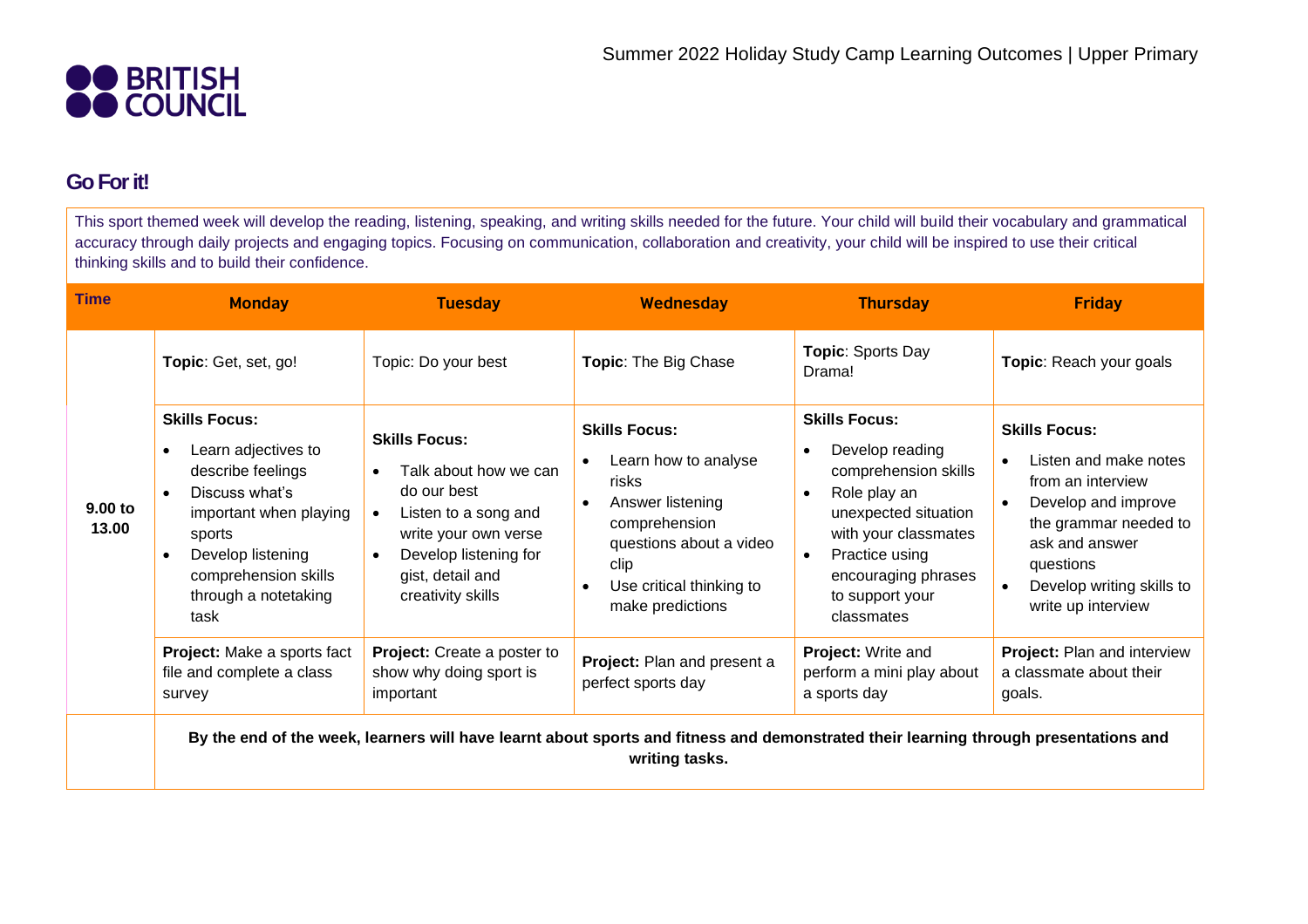Summer 2022 Holiday Study Camp Learning Outcomes | Upper Primary

## Go For it!

This sport themed week will develop the reading, listening, speaking, and writing skills needed for the future. Your child will build their vocabulary and grammatical accuracy through daily projects and engaging topics. Focusing on communication, collaboration and creativity, your child will be inspired to use their critical thinking skills and to build their confidence.

| Time | Monday | Tuesday | Wednesday | Thursday | Friday |
|---|---|---|---|---|---|
| **9.00 to 13.00** | **Topic**: Get, set, go! | Topic: Do your best | **Topic**: The Big Chase | **Topic**: Sports Day Drama! | **Topic**: Reach your goals |
| | **Skills Focus:**<br>• Learn adjectives to describe feelings<br>• Discuss what's important when playing sports<br>• Develop listening comprehension skills through a notetaking task | **Skills Focus:**<br>• Talk about how we can do our best<br>• Listen to a song and write your own verse<br>• Develop listening for gist, detail and creativity skills | **Skills Focus:**<br>• Learn how to analyse risks<br>• Answer listening comprehension questions about a video clip<br>• Use critical thinking to make predictions | **Skills Focus:**<br>• Develop reading comprehension skills<br>• Role play an unexpected situation with your classmates<br>• Practice using encouraging phrases to support your classmates | **Skills Focus:**<br>• Listen and make notes from an interview<br>• Develop and improve the grammar needed to ask and answer questions<br>• Develop writing skills to write up interview |
| | **Project:** Make a sports fact file and complete a class survey | **Project:** Create a poster to show why doing sport is important | **Project:** Plan and present a perfect sports day | **Project:** Write and perform a mini play about a sports day | **Project:** Plan and interview a classmate about their goals. |
| | **By the end of the week, learners will have learnt about sports and fitness and demonstrated their learning through presentations and writing tasks.** | | | | |